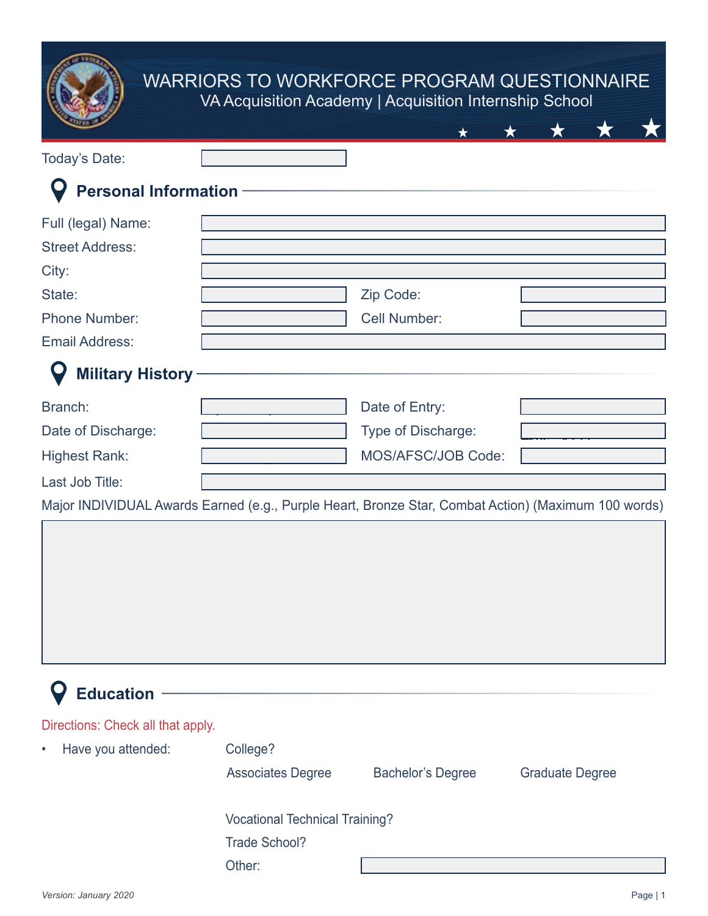# WARRIORS TO WORKFORCE PROGRAM QUESTIONNAIRE

VA Acquisition Academy | Acquisition Internship School

Today's Date:

## Personal Information

Full (legal) Name:

Street Address:

City:

State: Zip Code:

Phone Number: Cell Number:

Email Address:

## Military History

Branch: Date of Entry:

Date of Discharge: Type of Discharge:

Highest Rank: MOS/AFSC/JOB Code:

Last Job Title:

Major INDIVIDUAL Awards Earned (e.g., Purple Heart, Bronze Star, Combat Action) (Maximum 100 words)

## Education

Directions: Check all that apply.

- Have you attended: College?

  Associates Degree Bachelor's Degree Graduate Degree

  Vocational Technical Training?

  Trade School?

  Other:

*Version: January 2020*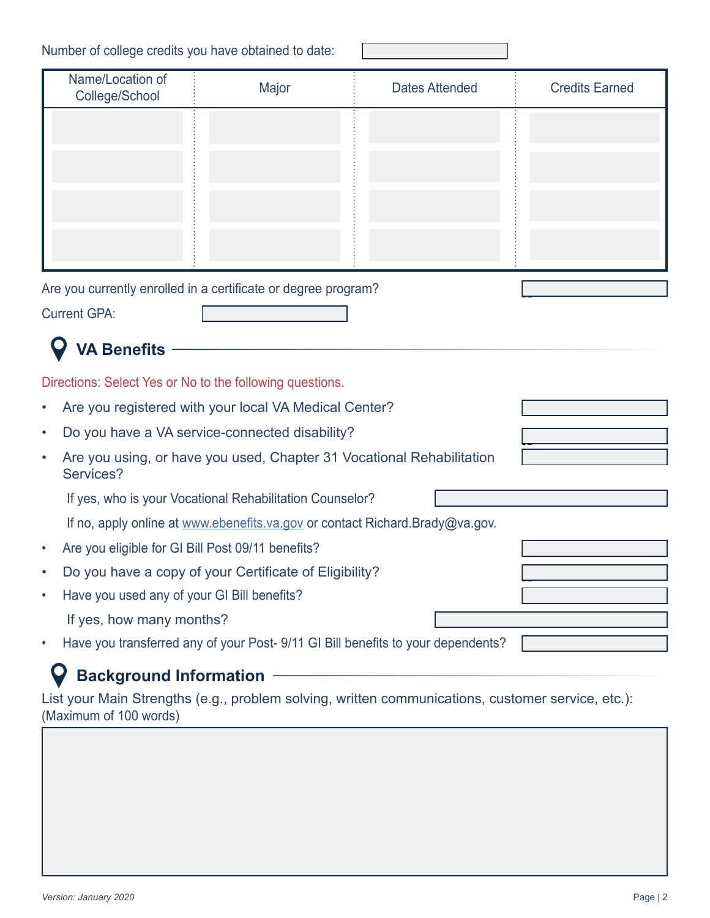Number of college credits you have obtained to date:

| Name/Location of College/School | Major | Dates Attended | Credits Earned |
|---|---|---|---|
| | | | |
| | | | |
| | | | |
| | | | |

Are you currently enrolled in a certificate or degree program?

Current GPA:

## VA Benefits

Directions: Select Yes or No to the following questions.

- Are you registered with your local VA Medical Center?
- Do you have a VA service-connected disability?
- Are you using, or have you used, Chapter 31 Vocational Rehabilitation Services?

  If yes, who is your Vocational Rehabilitation Counselor?

  If no, apply online at [www.ebenefits.va.gov](http://www.ebenefits.va.gov) or contact Richard.Brady@va.gov.

- Are you eligible for GI Bill Post 09/11 benefits?
- Do you have a copy of your Certificate of Eligibility?
- Have you used any of your GI Bill benefits?

  If yes, how many months?

- Have you transferred any of your Post- 9/11 GI Bill benefits to your dependents?

## Background Information

List your Main Strengths (e.g., problem solving, written communications, customer service, etc.): (Maximum of 100 words)

*Version: January 2020*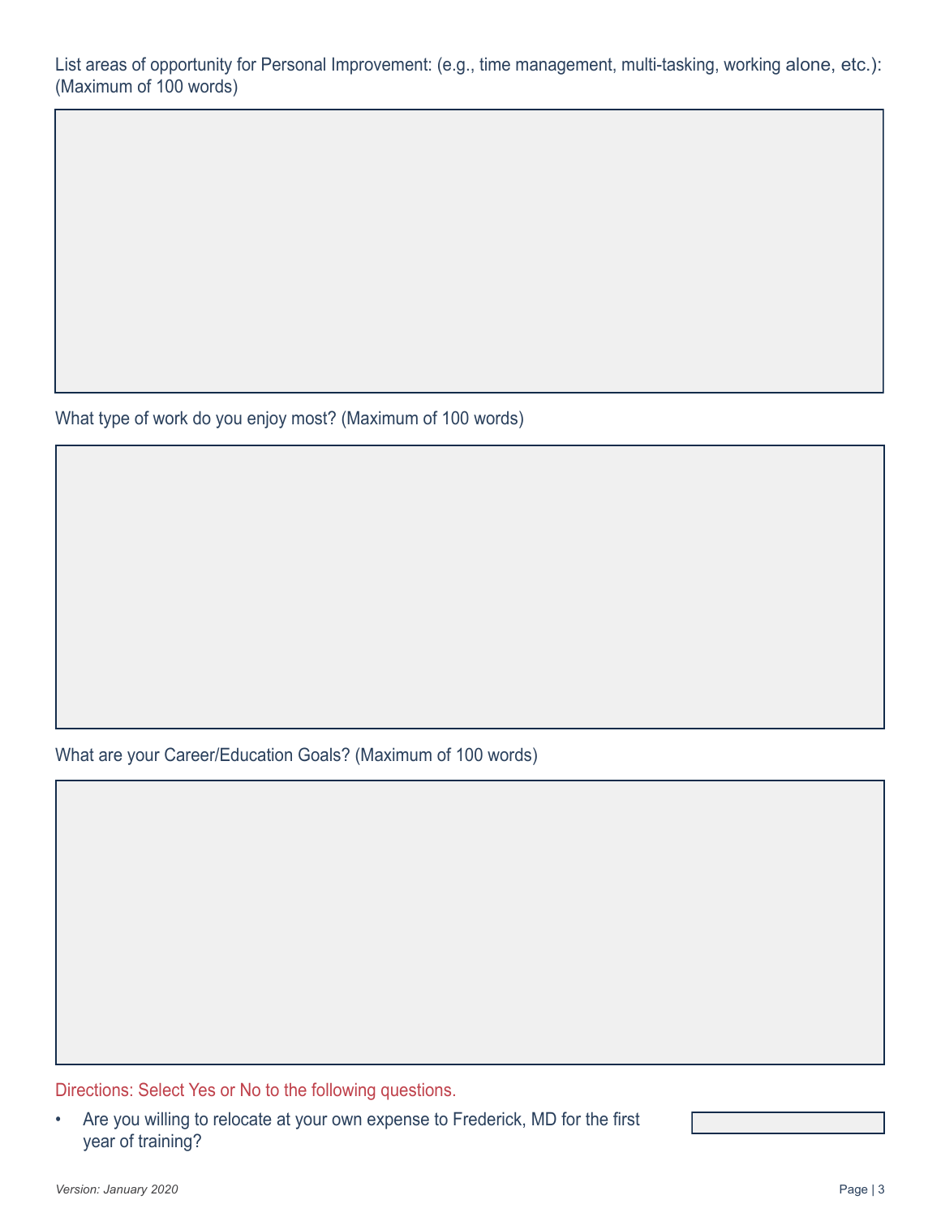List areas of opportunity for Personal Improvement: (e.g., time management, multi-tasking, working alone, etc.): (Maximum of 100 words)

What type of work do you enjoy most? (Maximum of 100 words)

What are your Career/Education Goals? (Maximum of 100 words)

Directions: Select Yes or No to the following questions.

- Are you willing to relocate at your own expense to Frederick, MD for the first year of training?

*Version: January 2020*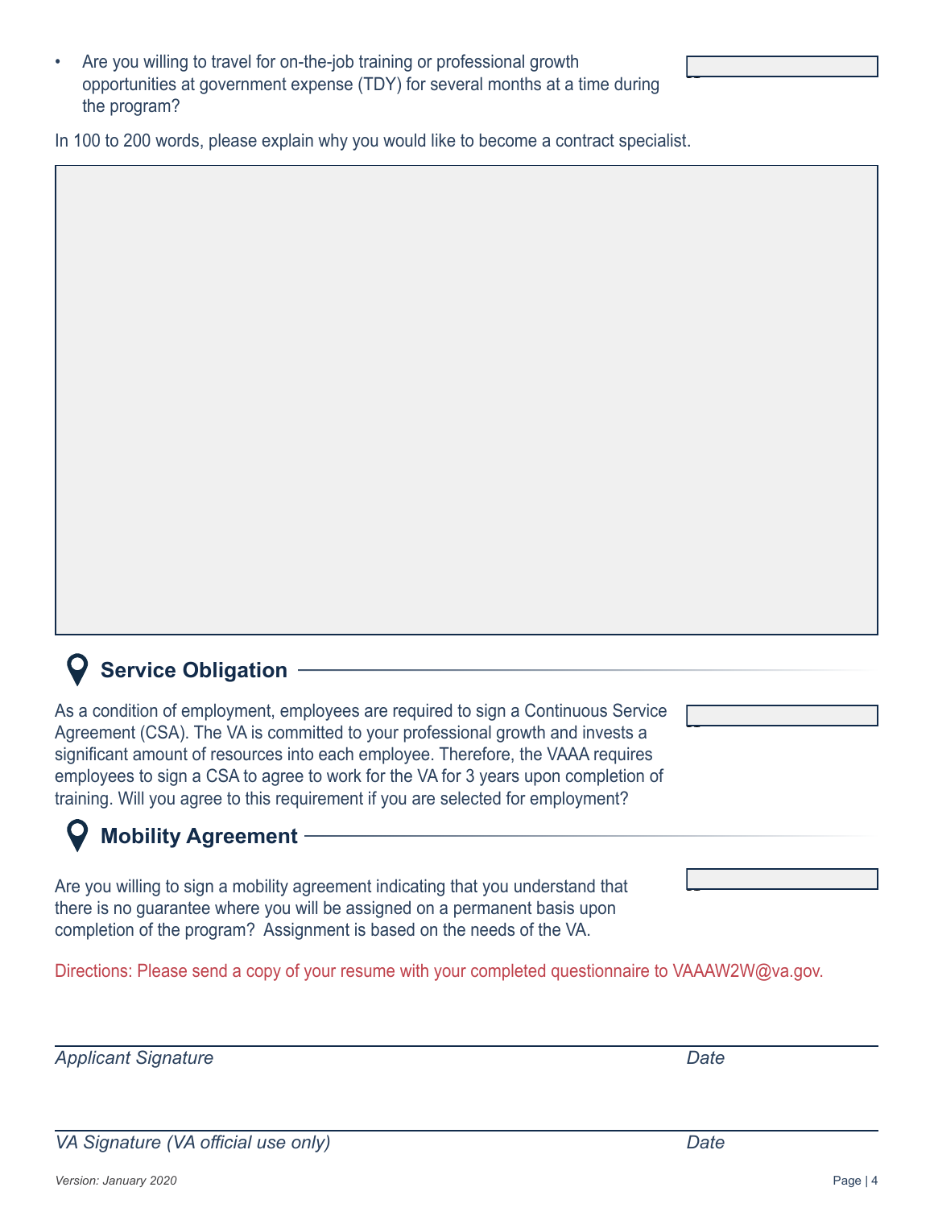- Are you willing to travel for on-the-job training or professional growth opportunities at government expense (TDY) for several months at a time during the program?

In 100 to 200 words, please explain why you would like to become a contract specialist.

## Service Obligation

As a condition of employment, employees are required to sign a Continuous Service Agreement (CSA). The VA is committed to your professional growth and invests a significant amount of resources into each employee. Therefore, the VAAA requires employees to sign a CSA to agree to work for the VA for 3 years upon completion of training. Will you agree to this requirement if you are selected for employment?

## Mobility Agreement

Are you willing to sign a mobility agreement indicating that you understand that there is no guarantee where you will be assigned on a permanent basis upon completion of the program? Assignment is based on the needs of the VA.

Directions: Please send a copy of your resume with your completed questionnaire to VAAAW2W@va.gov.

*Applicant Signature* *Date*

*VA Signature (VA official use only)* *Date*

*Version: January 2020*